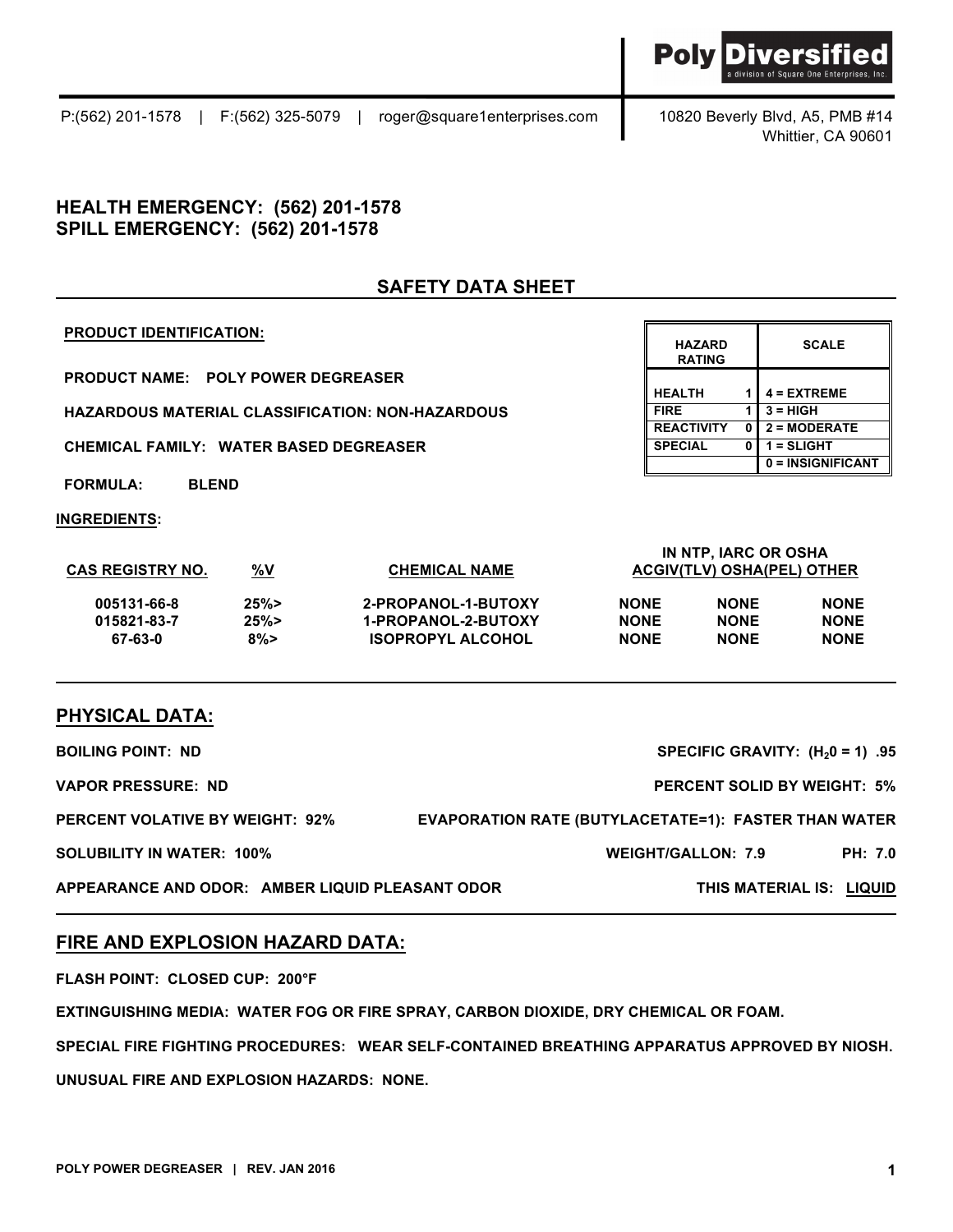**Poly Diversified**
a division of Square One Enterprises, Inc.

P:(562) 201-1578 | F:(562) 325-5079 | roger@square1enterprises.com

10820 Beverly Blvd, A5, PMB #14
Whittier, CA 90601

## HEALTH EMERGENCY: (562) 201-1578
## SPILL EMERGENCY: (562) 201-1578

# SAFETY DATA SHEET

**PRODUCT IDENTIFICATION:**

**PRODUCT NAME: POLY POWER DEGREASER**

**HAZARDOUS MATERIAL CLASSIFICATION: NON-HAZARDOUS**

**CHEMICAL FAMILY: WATER BASED DEGREASER**

**FORMULA: BLEND**

| HAZARD RATING | | SCALE |
|---|---|---|
| HEALTH | 1 | 4 = EXTREME |
| FIRE | 1 | 3 = HIGH |
| REACTIVITY | 0 | 2 = MODERATE |
| SPECIAL | 0 | 1 = SLIGHT |
| | | 0 = INSIGNIFICANT |

**INGREDIENTS:**

| CAS REGISTRY NO. | %V | CHEMICAL NAME | IN NTP, IARC OR OSHA ACGIV(TLV) | OSHA(PEL) | OTHER |
|---|---|---|---|---|---|
| 005131-66-8 | 25%> | 2-PROPANOL-1-BUTOXY | NONE | NONE | NONE |
| 015821-83-7 | 25%> | 1-PROPANOL-2-BUTOXY | NONE | NONE | NONE |
| 67-63-0 | 8%> | ISOPROPYL ALCOHOL | NONE | NONE | NONE |

## PHYSICAL DATA:

**BOILING POINT: ND**

**SPECIFIC GRAVITY: ($H_20$ = 1) .95**

**VAPOR PRESSURE: ND**

**PERCENT SOLID BY WEIGHT: 5%**

**PERCENT VOLATIVE BY WEIGHT: 92%**

**EVAPORATION RATE (BUTYLACETATE=1): FASTER THAN WATER**

**SOLUBILITY IN WATER: 100%**

**WEIGHT/GALLON: 7.9**

**PH: 7.0**

**APPEARANCE AND ODOR: AMBER LIQUID PLEASANT ODOR**

**THIS MATERIAL IS: LIQUID**

## FIRE AND EXPLOSION HAZARD DATA:

**FLASH POINT: CLOSED CUP: 200°F**

**EXTINGUISHING MEDIA: WATER FOG OR FIRE SPRAY, CARBON DIOXIDE, DRY CHEMICAL OR FOAM.**

**SPECIAL FIRE FIGHTING PROCEDURES: WEAR SELF-CONTAINED BREATHING APPARATUS APPROVED BY NIOSH.**

**UNUSUAL FIRE AND EXPLOSION HAZARDS: NONE.**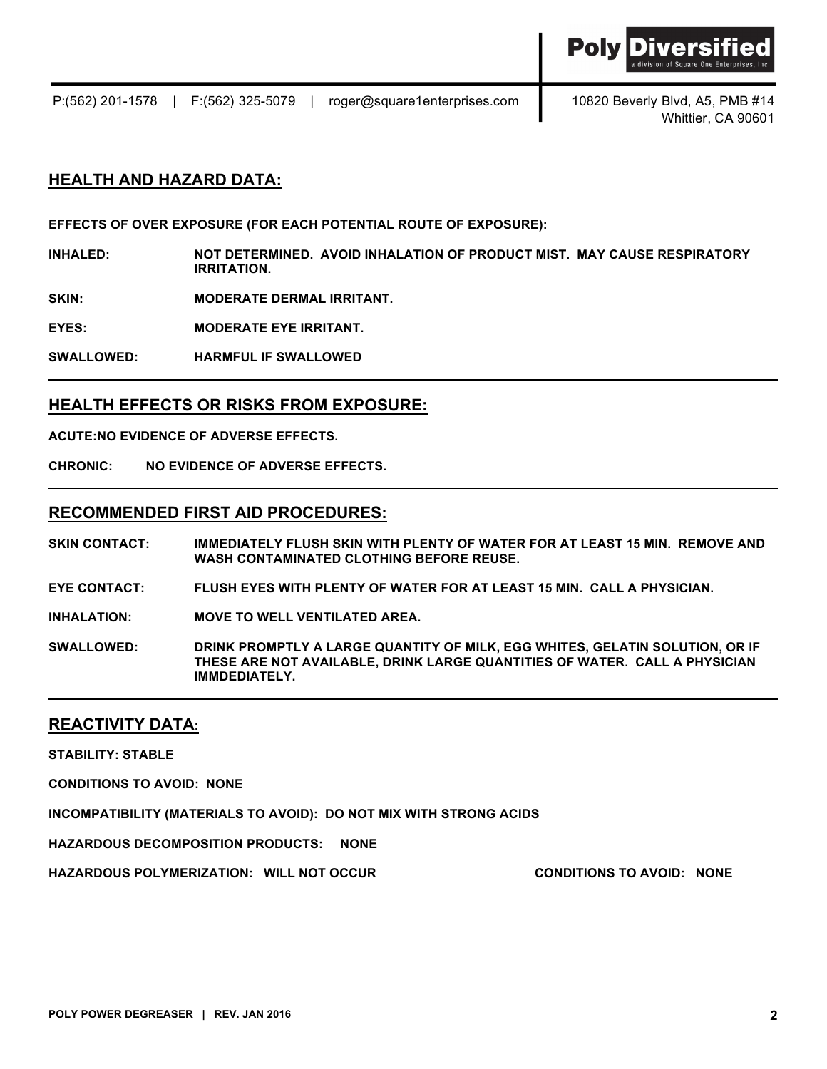## HEALTH AND HAZARD DATA:

**EFFECTS OF OVER EXPOSURE (FOR EACH POTENTIAL ROUTE OF EXPOSURE):**

**INHALED:** NOT DETERMINED. AVOID INHALATION OF PRODUCT MIST. MAY CAUSE RESPIRATORY IRRITATION.

**SKIN:** MODERATE DERMAL IRRITANT.

**EYES:** MODERATE EYE IRRITANT.

**SWALLOWED:** HARMFUL IF SWALLOWED

## HEALTH EFFECTS OR RISKS FROM EXPOSURE:

**ACUTE:** NO EVIDENCE OF ADVERSE EFFECTS.

**CHRONIC:** NO EVIDENCE OF ADVERSE EFFECTS.

## RECOMMENDED FIRST AID PROCEDURES:

**SKIN CONTACT:** IMMEDIATELY FLUSH SKIN WITH PLENTY OF WATER FOR AT LEAST 15 MIN. REMOVE AND WASH CONTAMINATED CLOTHING BEFORE REUSE.

**EYE CONTACT:** FLUSH EYES WITH PLENTY OF WATER FOR AT LEAST 15 MIN. CALL A PHYSICIAN.

**INHALATION:** MOVE TO WELL VENTILATED AREA.

**SWALLOWED:** DRINK PROMPTLY A LARGE QUANTITY OF MILK, EGG WHITES, GELATIN SOLUTION, OR IF THESE ARE NOT AVAILABLE, DRINK LARGE QUANTITIES OF WATER. CALL A PHYSICIAN IMMDEDIATELY.

## REACTIVITY DATA:

**STABILITY:** STABLE

**CONDITIONS TO AVOID:** NONE

**INCOMPATIBILITY (MATERIALS TO AVOID):** DO NOT MIX WITH STRONG ACIDS

**HAZARDOUS DECOMPOSITION PRODUCTS:** NONE

**HAZARDOUS POLYMERIZATION:** WILL NOT OCCUR **CONDITIONS TO AVOID:** NONE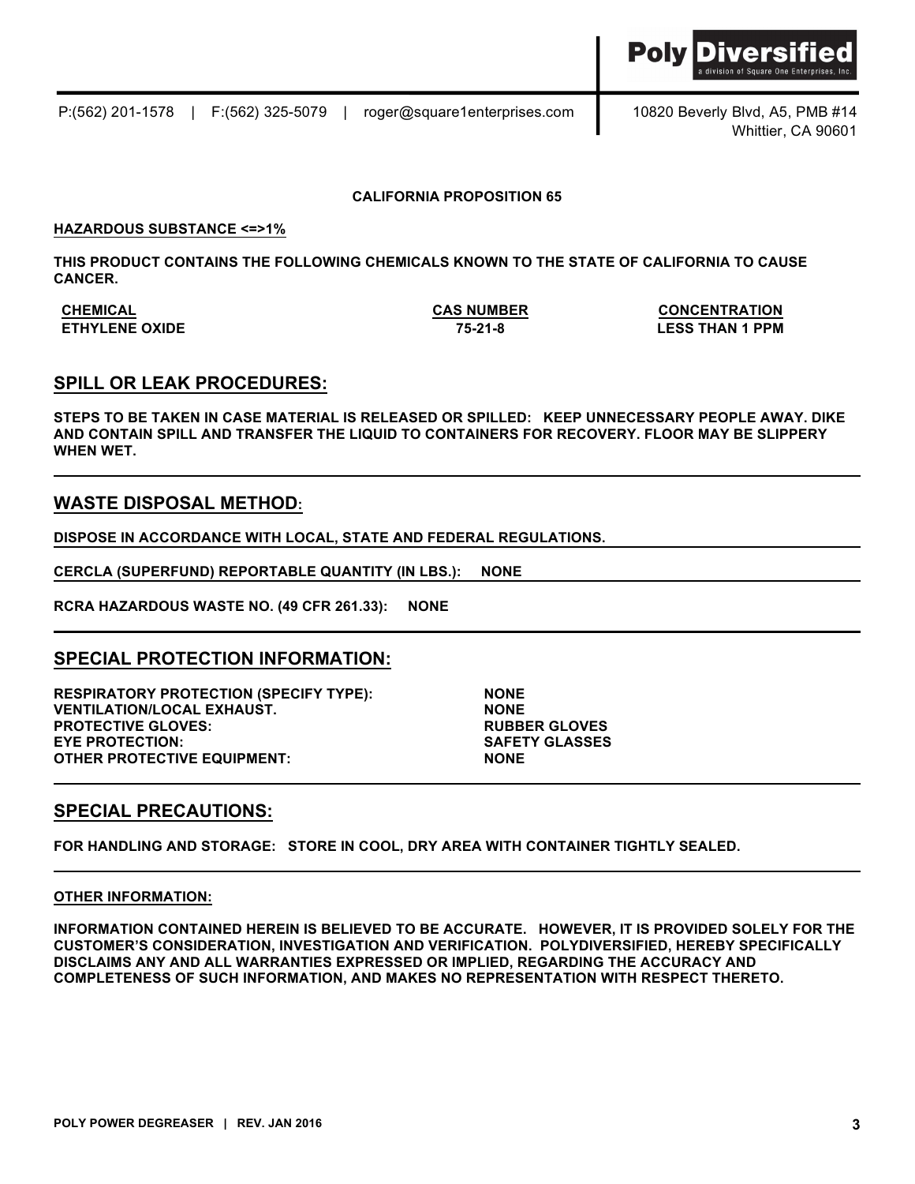Poly Diversified
a division of Square One Enterprises, Inc.

P:(562) 201-1578 | F:(562) 325-5079 | roger@square1enterprises.com

10820 Beverly Blvd, A5, PMB #14
Whittier, CA 90601

**CALIFORNIA PROPOSITION 65**

**HAZARDOUS SUBSTANCE <=>1%**

**THIS PRODUCT CONTAINS THE FOLLOWING CHEMICALS KNOWN TO THE STATE OF CALIFORNIA TO CAUSE CANCER.**

| CHEMICAL | CAS NUMBER | CONCENTRATION |
| --- | --- | --- |
| ETHYLENE OXIDE | 75-21-8 | LESS THAN 1 PPM |

## SPILL OR LEAK PROCEDURES:

**STEPS TO BE TAKEN IN CASE MATERIAL IS RELEASED OR SPILLED: KEEP UNNECESSARY PEOPLE AWAY. DIKE AND CONTAIN SPILL AND TRANSFER THE LIQUID TO CONTAINERS FOR RECOVERY. FLOOR MAY BE SLIPPERY WHEN WET.**

## WASTE DISPOSAL METHOD:

**DISPOSE IN ACCORDANCE WITH LOCAL, STATE AND FEDERAL REGULATIONS.**

**CERCLA (SUPERFUND) REPORTABLE QUANTITY (IN LBS.): NONE**

**RCRA HAZARDOUS WASTE NO. (49 CFR 261.33): NONE**

## SPECIAL PROTECTION INFORMATION:

| | |
| --- | --- |
| RESPIRATORY PROTECTION (SPECIFY TYPE): | NONE |
| VENTILATION/LOCAL EXHAUST. | NONE |
| PROTECTIVE GLOVES: | RUBBER GLOVES |
| EYE PROTECTION: | SAFETY GLASSES |
| OTHER PROTECTIVE EQUIPMENT: | NONE |

## SPECIAL PRECAUTIONS:

**FOR HANDLING AND STORAGE: STORE IN COOL, DRY AREA WITH CONTAINER TIGHTLY SEALED.**

**OTHER INFORMATION:**

**INFORMATION CONTAINED HEREIN IS BELIEVED TO BE ACCURATE. HOWEVER, IT IS PROVIDED SOLELY FOR THE CUSTOMER'S CONSIDERATION, INVESTIGATION AND VERIFICATION. POLYDIVERSIFIED, HEREBY SPECIFICALLY DISCLAIMS ANY AND ALL WARRANTIES EXPRESSED OR IMPLIED, REGARDING THE ACCURACY AND COMPLETENESS OF SUCH INFORMATION, AND MAKES NO REPRESENTATION WITH RESPECT THERETO.**